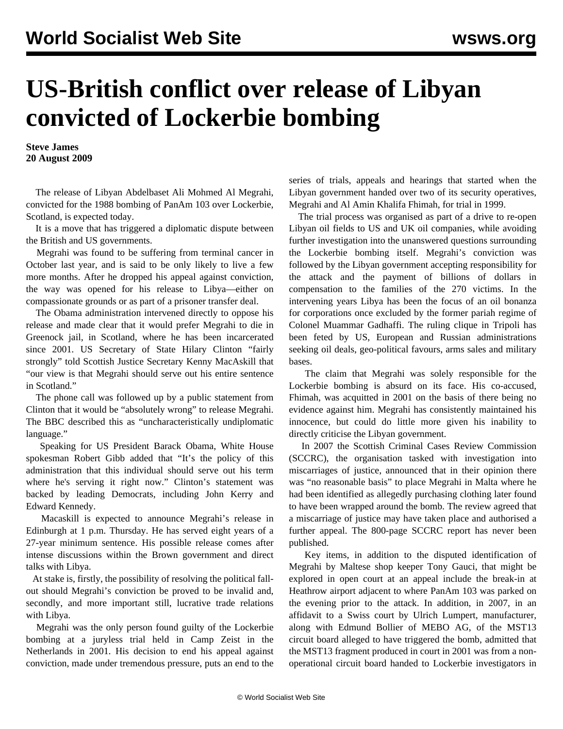# US-British conflict over release of Libyan convicted of Lockerbie bombing

**Steve James**
**20 August 2009**

The release of Libyan Abdelbaset Ali Mohmed Al Megrahi, convicted for the 1988 bombing of PanAm 103 over Lockerbie, Scotland, is expected today.

It is a move that has triggered a diplomatic dispute between the British and US governments.

Megrahi was found to be suffering from terminal cancer in October last year, and is said to be only likely to live a few more months. After he dropped his appeal against conviction, the way was opened for his release to Libya—either on compassionate grounds or as part of a prisoner transfer deal.

The Obama administration intervened directly to oppose his release and made clear that it would prefer Megrahi to die in Greenock jail, in Scotland, where he has been incarcerated since 2001. US Secretary of State Hilary Clinton "fairly strongly" told Scottish Justice Secretary Kenny MacAskill that "our view is that Megrahi should serve out his entire sentence in Scotland."

The phone call was followed up by a public statement from Clinton that it would be "absolutely wrong" to release Megrahi. The BBC described this as "uncharacteristically undiplomatic language."

Speaking for US President Barack Obama, White House spokesman Robert Gibb added that "It's the policy of this administration that this individual should serve out his term where he's serving it right now." Clinton's statement was backed by leading Democrats, including John Kerry and Edward Kennedy.

Macaskill is expected to announce Megrahi's release in Edinburgh at 1 p.m. Thursday. He has served eight years of a 27-year minimum sentence. His possible release comes after intense discussions within the Brown government and direct talks with Libya.

At stake is, firstly, the possibility of resolving the political fall-out should Megrahi's conviction be proved to be invalid and, secondly, and more important still, lucrative trade relations with Libya.

Megrahi was the only person found guilty of the Lockerbie bombing at a juryless trial held in Camp Zeist in the Netherlands in 2001. His decision to end his appeal against conviction, made under tremendous pressure, puts an end to the series of trials, appeals and hearings that started when the Libyan government handed over two of its security operatives, Megrahi and Al Amin Khalifa Fhimah, for trial in 1999.

The trial process was organised as part of a drive to re-open Libyan oil fields to US and UK oil companies, while avoiding further investigation into the unanswered questions surrounding the Lockerbie bombing itself. Megrahi's conviction was followed by the Libyan government accepting responsibility for the attack and the payment of billions of dollars in compensation to the families of the 270 victims. In the intervening years Libya has been the focus of an oil bonanza for corporations once excluded by the former pariah regime of Colonel Muammar Gadhaffi. The ruling clique in Tripoli has been feted by US, European and Russian administrations seeking oil deals, geo-political favours, arms sales and military bases.

The claim that Megrahi was solely responsible for the Lockerbie bombing is absurd on its face. His co-accused, Fhimah, was acquitted in 2001 on the basis of there being no evidence against him. Megrahi has consistently maintained his innocence, but could do little more given his inability to directly criticise the Libyan government.

In 2007 the Scottish Criminal Cases Review Commission (SCCRC), the organisation tasked with investigation into miscarriages of justice, announced that in their opinion there was "no reasonable basis" to place Megrahi in Malta where he had been identified as allegedly purchasing clothing later found to have been wrapped around the bomb. The review agreed that a miscarriage of justice may have taken place and authorised a further appeal. The 800-page SCCRC report has never been published.

Key items, in addition to the disputed identification of Megrahi by Maltese shop keeper Tony Gauci, that might be explored in open court at an appeal include the break-in at Heathrow airport adjacent to where PanAm 103 was parked on the evening prior to the attack. In addition, in 2007, in an affidavit to a Swiss court by Ulrich Lumpert, manufacturer, along with Edmund Bollier of MEBO AG, of the MST13 circuit board alleged to have triggered the bomb, admitted that the MST13 fragment produced in court in 2001 was from a non-operational circuit board handed to Lockerbie investigators in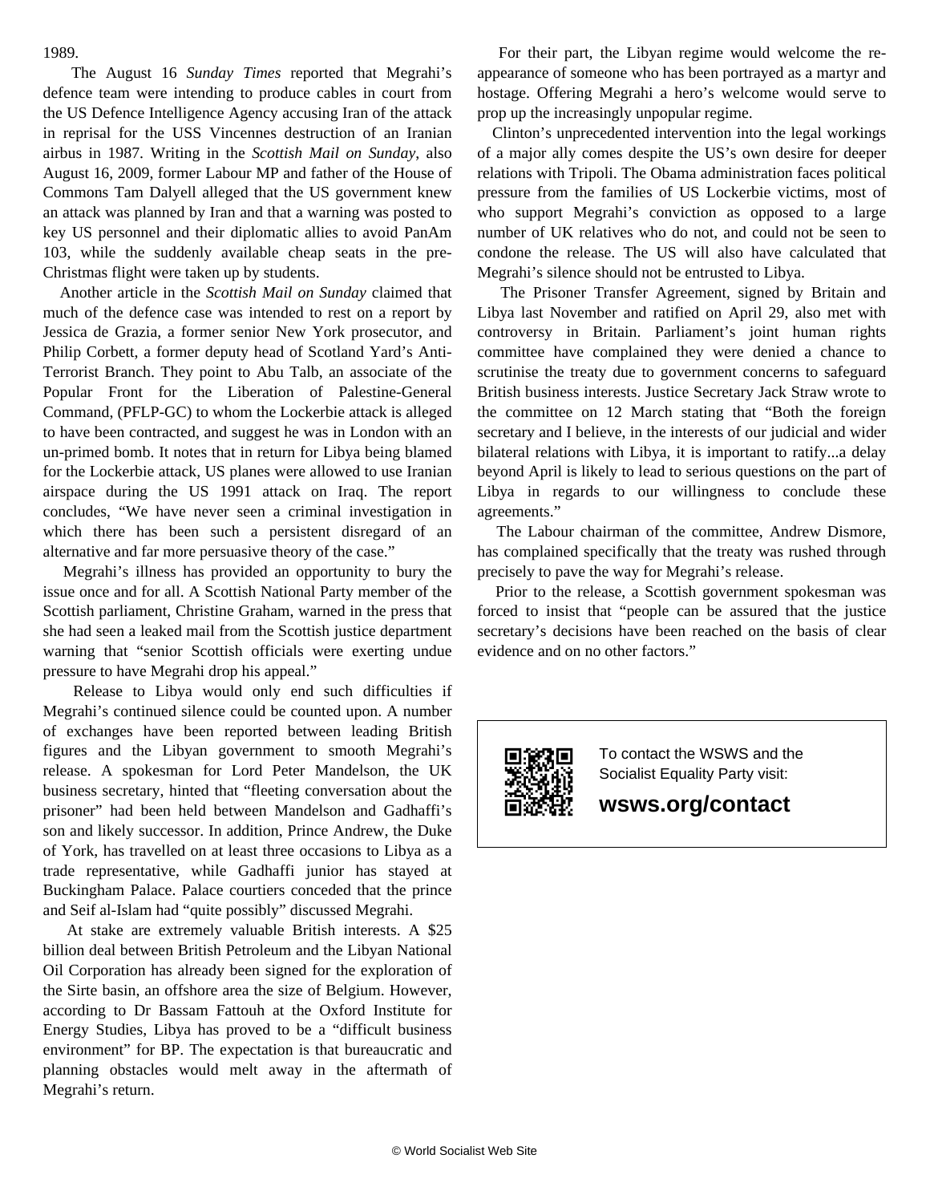1989.

The August 16 *Sunday Times* reported that Megrahi's defence team were intending to produce cables in court from the US Defence Intelligence Agency accusing Iran of the attack in reprisal for the USS Vincennes destruction of an Iranian airbus in 1987. Writing in the *Scottish Mail on Sunday*, also August 16, 2009, former Labour MP and father of the House of Commons Tam Dalyell alleged that the US government knew an attack was planned by Iran and that a warning was posted to key US personnel and their diplomatic allies to avoid PanAm 103, while the suddenly available cheap seats in the pre-Christmas flight were taken up by students.

Another article in the *Scottish Mail on Sunday* claimed that much of the defence case was intended to rest on a report by Jessica de Grazia, a former senior New York prosecutor, and Philip Corbett, a former deputy head of Scotland Yard's Anti-Terrorist Branch. They point to Abu Talb, an associate of the Popular Front for the Liberation of Palestine-General Command, (PFLP-GC) to whom the Lockerbie attack is alleged to have been contracted, and suggest he was in London with an un-primed bomb. It notes that in return for Libya being blamed for the Lockerbie attack, US planes were allowed to use Iranian airspace during the US 1991 attack on Iraq. The report concludes, "We have never seen a criminal investigation in which there has been such a persistent disregard of an alternative and far more persuasive theory of the case."

Megrahi's illness has provided an opportunity to bury the issue once and for all. A Scottish National Party member of the Scottish parliament, Christine Graham, warned in the press that she had seen a leaked mail from the Scottish justice department warning that "senior Scottish officials were exerting undue pressure to have Megrahi drop his appeal."

Release to Libya would only end such difficulties if Megrahi's continued silence could be counted upon. A number of exchanges have been reported between leading British figures and the Libyan government to smooth Megrahi's release. A spokesman for Lord Peter Mandelson, the UK business secretary, hinted that "fleeting conversation about the prisoner" had been held between Mandelson and Gadhaffi's son and likely successor. In addition, Prince Andrew, the Duke of York, has travelled on at least three occasions to Libya as a trade representative, while Gadhaffi junior has stayed at Buckingham Palace. Palace courtiers conceded that the prince and Seif al-Islam had "quite possibly" discussed Megrahi.

At stake are extremely valuable British interests. A $25 billion deal between British Petroleum and the Libyan National Oil Corporation has already been signed for the exploration of the Sirte basin, an offshore area the size of Belgium. However, according to Dr Bassam Fattouh at the Oxford Institute for Energy Studies, Libya has proved to be a "difficult business environment" for BP. The expectation is that bureaucratic and planning obstacles would melt away in the aftermath of Megrahi's return.

For their part, the Libyan regime would welcome the re-appearance of someone who has been portrayed as a martyr and hostage. Offering Megrahi a hero's welcome would serve to prop up the increasingly unpopular regime.

Clinton's unprecedented intervention into the legal workings of a major ally comes despite the US's own desire for deeper relations with Tripoli. The Obama administration faces political pressure from the families of US Lockerbie victims, most of who support Megrahi's conviction as opposed to a large number of UK relatives who do not, and could not be seen to condone the release. The US will also have calculated that Megrahi's silence should not be entrusted to Libya.

The Prisoner Transfer Agreement, signed by Britain and Libya last November and ratified on April 29, also met with controversy in Britain. Parliament's joint human rights committee have complained they were denied a chance to scrutinise the treaty due to government concerns to safeguard British business interests. Justice Secretary Jack Straw wrote to the committee on 12 March stating that "Both the foreign secretary and I believe, in the interests of our judicial and wider bilateral relations with Libya, it is important to ratify...a delay beyond April is likely to lead to serious questions on the part of Libya in regards to our willingness to conclude these agreements."

The Labour chairman of the committee, Andrew Dismore, has complained specifically that the treaty was rushed through precisely to pave the way for Megrahi's release.

Prior to the release, a Scottish government spokesman was forced to insist that "people can be assured that the justice secretary's decisions have been reached on the basis of clear evidence and on no other factors."

To contact the WSWS and the Socialist Equality Party visit:

**wsws.org/contact**